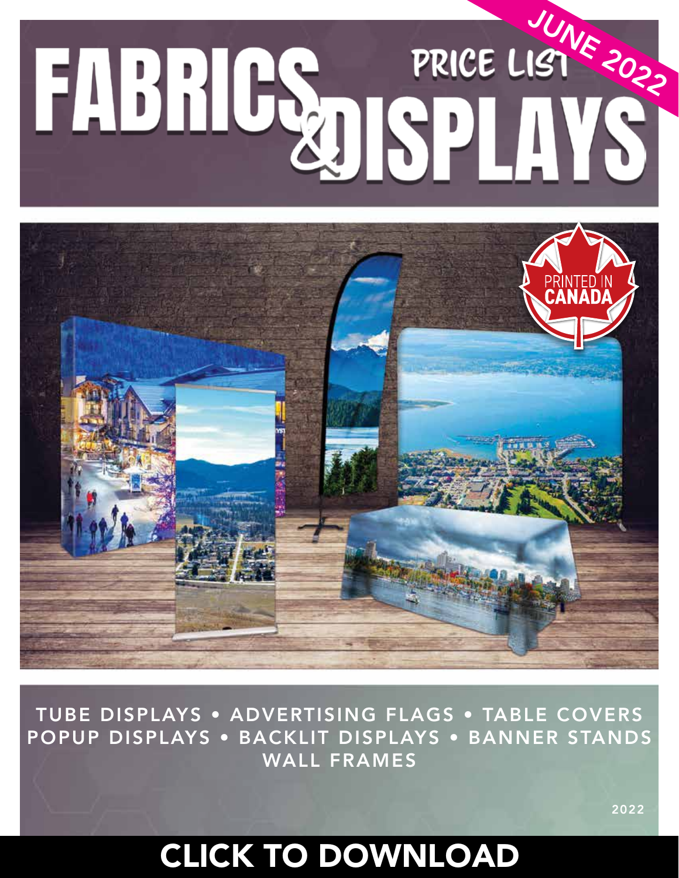# FABRICS & DISPLAYS

PRICE LIST

JUNE 2022

PRINTED IN CANADA

TUBE DISPLAYS • ADVERTISING FLAGS • TABLE COVERS
POPUP DISPLAYS • BACKLIT DISPLAYS • BANNER STANDS
WALL FRAMES

2022

CLICK TO DOWNLOAD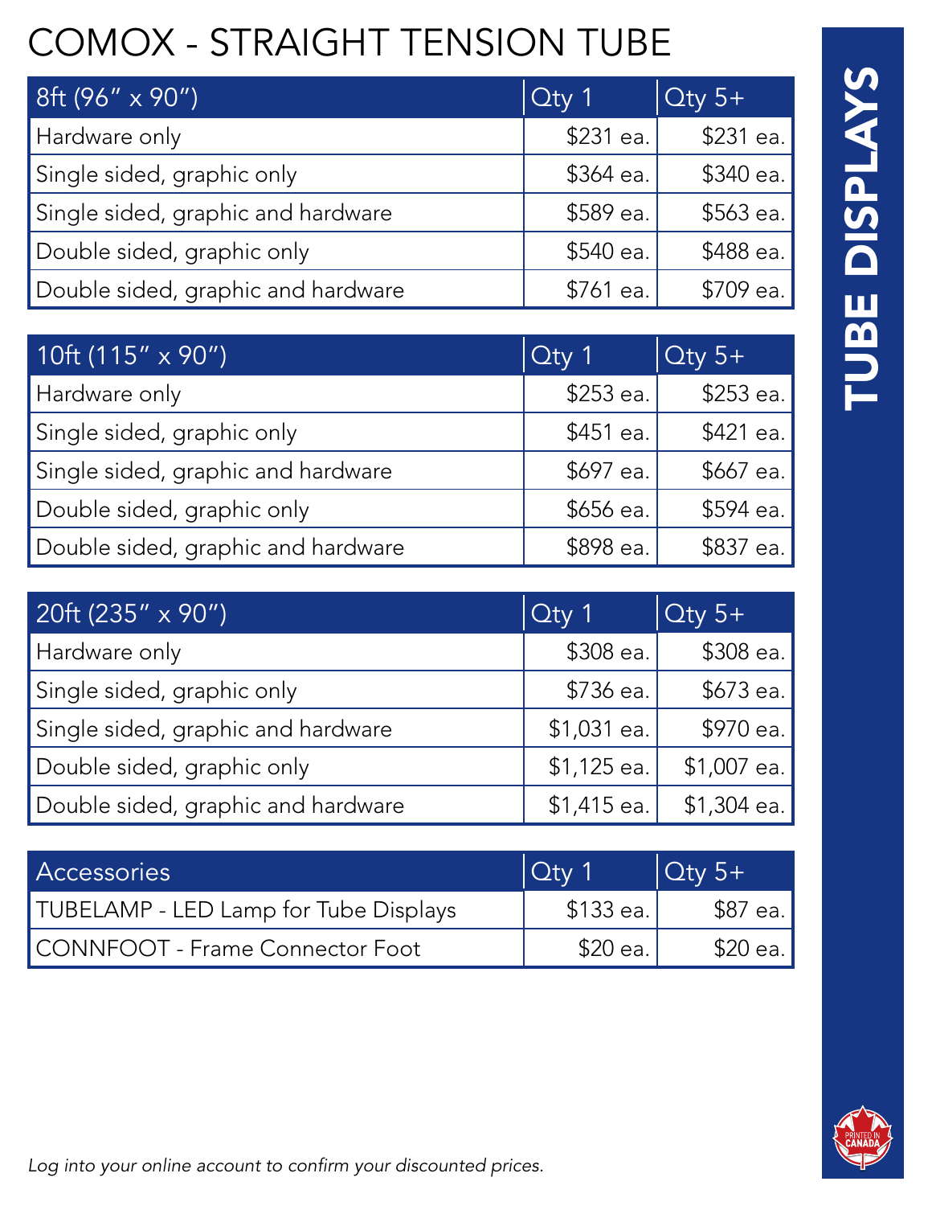# COMOX - STRAIGHT TENSION TUBE

| 8ft (96" x 90") | Qty 1 | Qty 5+ |
| --- | --- | --- |
| Hardware only | $231 ea. | $231 ea. |
| Single sided, graphic only | $364 ea. | $340 ea. |
| Single sided, graphic and hardware | $589 ea. | $563 ea. |
| Double sided, graphic only | $540 ea. | $488 ea. |
| Double sided, graphic and hardware | $761 ea. | $709 ea. |

| 10ft (115" x 90") | Qty 1 | Qty 5+ |
| --- | --- | --- |
| Hardware only | $253 ea. | $253 ea. |
| Single sided, graphic only | $451 ea. | $421 ea. |
| Single sided, graphic and hardware | $697 ea. | $667 ea. |
| Double sided, graphic only | $656 ea. | $594 ea. |
| Double sided, graphic and hardware | $898 ea. | $837 ea. |

| 20ft (235" x 90") | Qty 1 | Qty 5+ |
| --- | --- | --- |
| Hardware only | $308 ea. | $308 ea. |
| Single sided, graphic only | $736 ea. | $673 ea. |
| Single sided, graphic and hardware | $1,031 ea. | $970 ea. |
| Double sided, graphic only | $1,125 ea. | $1,007 ea. |
| Double sided, graphic and hardware | $1,415 ea. | $1,304 ea. |

| Accessories | Qty 1 | Qty 5+ |
| --- | --- | --- |
| TUBELAMP - LED Lamp for Tube Displays | $133 ea. | $87 ea. |
| CONNFOOT - Frame Connector Foot | $20 ea. | $20 ea. |

*Log into your online account to confirm your discounted prices.*

**TUBE DISPLAYS**

PRINTED IN CANADA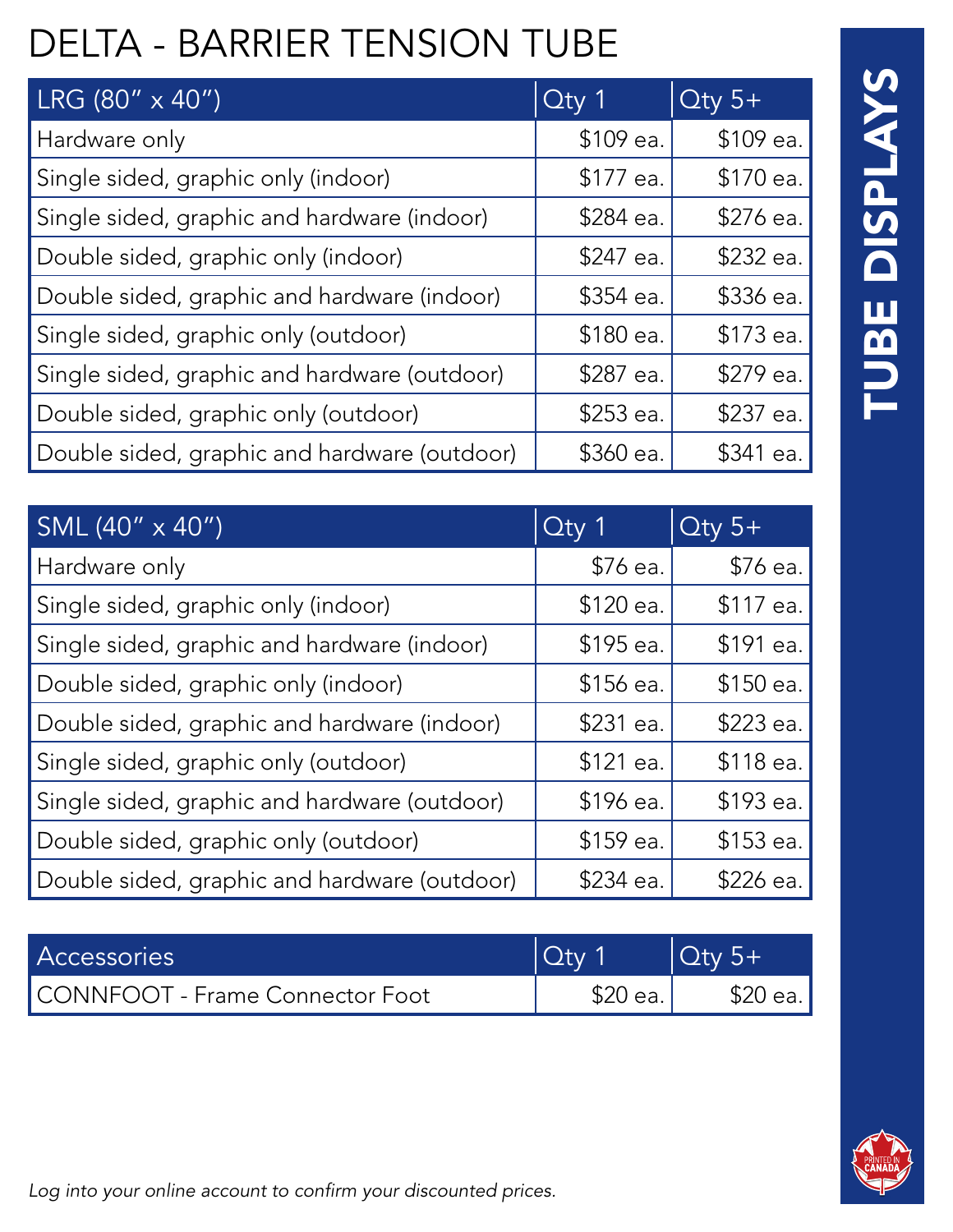# DELTA - BARRIER TENSION TUBE

| LRG (80" x 40") | Qty 1 | Qty 5+ |
| --- | --- | --- |
| Hardware only | $109 ea. | $109 ea. |
| Single sided, graphic only (indoor) | $177 ea. | $170 ea. |
| Single sided, graphic and hardware (indoor) | $284 ea. | $276 ea. |
| Double sided, graphic only (indoor) | $247 ea. | $232 ea. |
| Double sided, graphic and hardware (indoor) | $354 ea. | $336 ea. |
| Single sided, graphic only (outdoor) | $180 ea. | $173 ea. |
| Single sided, graphic and hardware (outdoor) | $287 ea. | $279 ea. |
| Double sided, graphic only (outdoor) | $253 ea. | $237 ea. |
| Double sided, graphic and hardware (outdoor) | $360 ea. | $341 ea. |

| SML (40" x 40") | Qty 1 | Qty 5+ |
| --- | --- | --- |
| Hardware only | $76 ea. | $76 ea. |
| Single sided, graphic only (indoor) | $120 ea. | $117 ea. |
| Single sided, graphic and hardware (indoor) | $195 ea. | $191 ea. |
| Double sided, graphic only (indoor) | $156 ea. | $150 ea. |
| Double sided, graphic and hardware (indoor) | $231 ea. | $223 ea. |
| Single sided, graphic only (outdoor) | $121 ea. | $118 ea. |
| Single sided, graphic and hardware (outdoor) | $196 ea. | $193 ea. |
| Double sided, graphic only (outdoor) | $159 ea. | $153 ea. |
| Double sided, graphic and hardware (outdoor) | $234 ea. | $226 ea. |

| Accessories | Qty 1 | Qty 5+ |
| --- | --- | --- |
| CONNFOOT - Frame Connector Foot | $20 ea. | $20 ea. |

*Log into your online account to confirm your discounted prices.*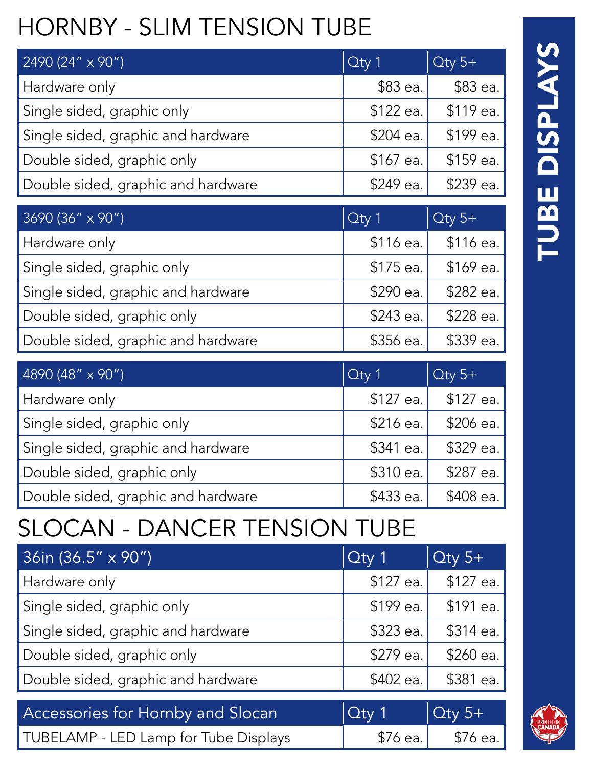# HORNBY - SLIM TENSION TUBE

| 2490 (24" x 90") | Qty 1 | Qty 5+ |
|---|---|---|
| Hardware only | $83 ea. | $83 ea. |
| Single sided, graphic only | $122 ea. | $119 ea. |
| Single sided, graphic and hardware | $204 ea. | $199 ea. |
| Double sided, graphic only | $167 ea. | $159 ea. |
| Double sided, graphic and hardware | $249 ea. | $239 ea. |

| 3690 (36" x 90") | Qty 1 | Qty 5+ |
|---|---|---|
| Hardware only | $116 ea. | $116 ea. |
| Single sided, graphic only | $175 ea. | $169 ea. |
| Single sided, graphic and hardware | $290 ea. | $282 ea. |
| Double sided, graphic only | $243 ea. | $228 ea. |
| Double sided, graphic and hardware | $356 ea. | $339 ea. |

| 4890 (48" x 90") | Qty 1 | Qty 5+ |
|---|---|---|
| Hardware only | $127 ea. | $127 ea. |
| Single sided, graphic only | $216 ea. | $206 ea. |
| Single sided, graphic and hardware | $341 ea. | $329 ea. |
| Double sided, graphic only | $310 ea. | $287 ea. |
| Double sided, graphic and hardware | $433 ea. | $408 ea. |

# SLOCAN - DANCER TENSION TUBE

| 36in (36.5" x 90") | Qty 1 | Qty 5+ |
|---|---|---|
| Hardware only | $127 ea. | $127 ea. |
| Single sided, graphic only | $199 ea. | $191 ea. |
| Single sided, graphic and hardware | $323 ea. | $314 ea. |
| Double sided, graphic only | $279 ea. | $260 ea. |
| Double sided, graphic and hardware | $402 ea. | $381 ea. |

| Accessories for Hornby and Slocan | Qty 1 | Qty 5+ |
|---|---|---|
| TUBELAMP - LED Lamp for Tube Displays | $76 ea. | $76 ea. |

TUBE DISPLAYS

PRINTED IN CANADA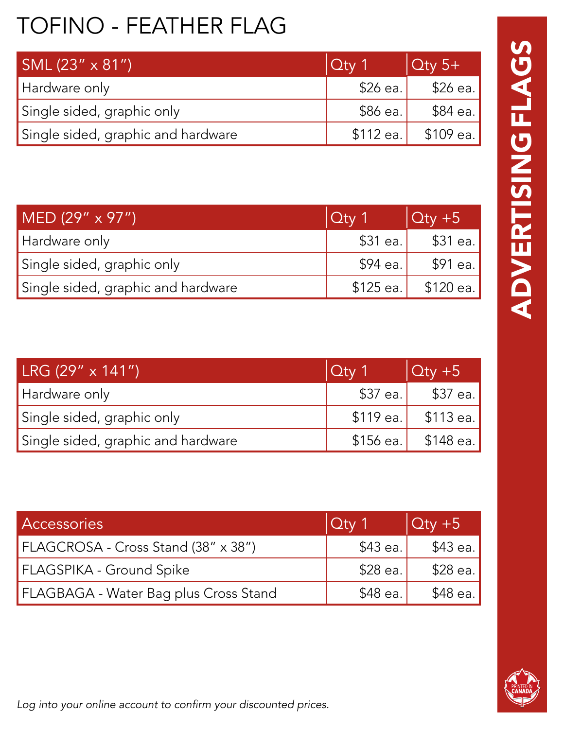# TOFINO - FEATHER FLAG

| SML (23″ x 81″) | Qty 1 | Qty 5+ |
|---|---|---|
| Hardware only | $26 ea. | $26 ea. |
| Single sided, graphic only | $86 ea. | $84 ea. |
| Single sided, graphic and hardware | $112 ea. | $109 ea. |

| MED (29″ x 97″) | Qty 1 | Qty +5 |
|---|---|---|
| Hardware only | $31 ea. | $31 ea. |
| Single sided, graphic only | $94 ea. | $91 ea. |
| Single sided, graphic and hardware | $125 ea. | $120 ea. |

| LRG (29″ x 141″) | Qty 1 | Qty +5 |
|---|---|---|
| Hardware only | $37 ea. | $37 ea. |
| Single sided, graphic only | $119 ea. | $113 ea. |
| Single sided, graphic and hardware | $156 ea. | $148 ea. |

| Accessories | Qty 1 | Qty +5 |
|---|---|---|
| FLAGCROSA - Cross Stand (38″ x 38″) | $43 ea. | $43 ea. |
| FLAGSPIKA - Ground Spike | $28 ea. | $28 ea. |
| FLAGBAGA - Water Bag plus Cross Stand | $48 ea. | $48 ea. |

*Log into your online account to confirm your discounted prices.*

ADVERTISING FLAGS

PRINTED IN CANADA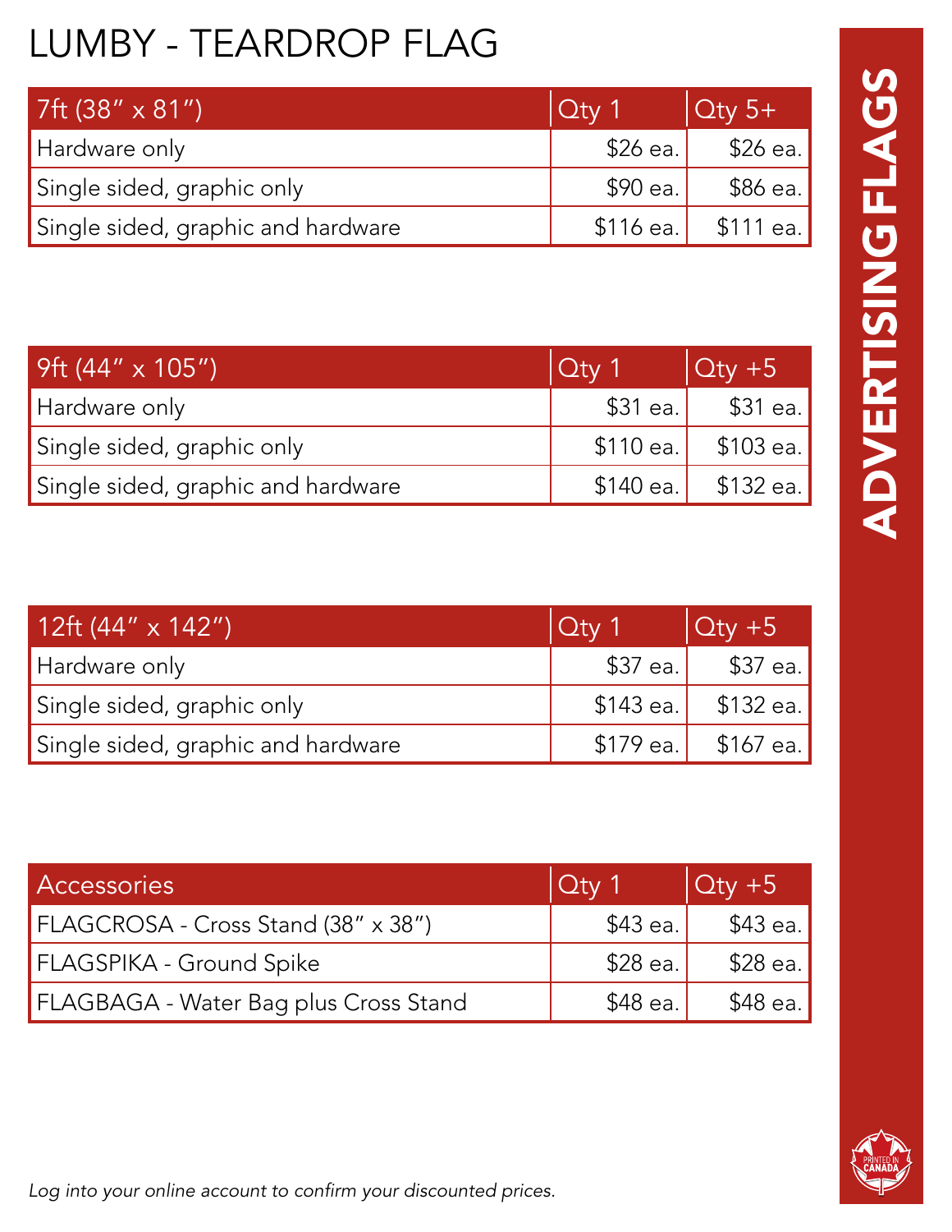# LUMBY - TEARDROP FLAG

| 7ft (38" x 81") | Qty 1 | Qty 5+ |
| --- | --- | --- |
| Hardware only | $26 ea. | $26 ea. |
| Single sided, graphic only | $90 ea. | $86 ea. |
| Single sided, graphic and hardware | $116 ea. | $111 ea. |

| 9ft (44" x 105") | Qty 1 | Qty +5 |
| --- | --- | --- |
| Hardware only | $31 ea. | $31 ea. |
| Single sided, graphic only | $110 ea. | $103 ea. |
| Single sided, graphic and hardware | $140 ea. | $132 ea. |

| 12ft (44" x 142") | Qty 1 | Qty +5 |
| --- | --- | --- |
| Hardware only | $37 ea. | $37 ea. |
| Single sided, graphic only | $143 ea. | $132 ea. |
| Single sided, graphic and hardware | $179 ea. | $167 ea. |

| Accessories | Qty 1 | Qty +5 |
| --- | --- | --- |
| FLAGCROSA - Cross Stand (38" x 38") | $43 ea. | $43 ea. |
| FLAGSPIKA - Ground Spike | $28 ea. | $28 ea. |
| FLAGBAGA - Water Bag plus Cross Stand | $48 ea. | $48 ea. |

*Log into your online account to confirm your discounted prices.*

**ADVERTISING FLAGS**

PRINTED IN CANADA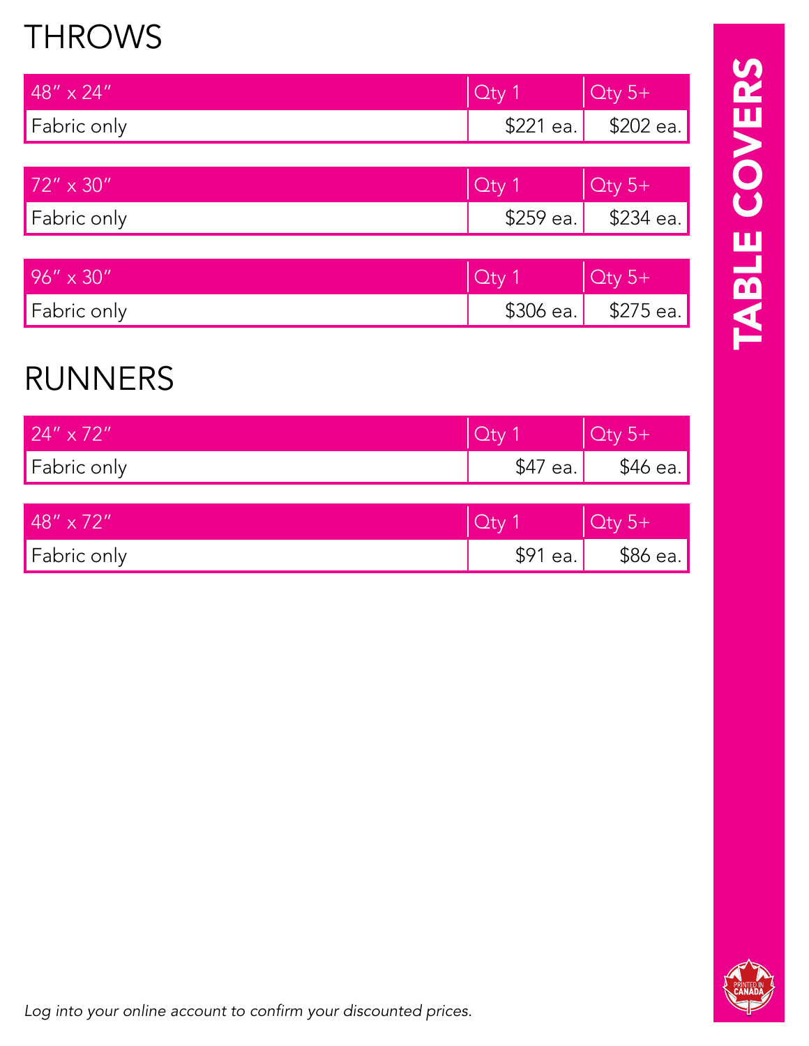# TABLE COVERS

## THROWS

| 48″ x 24″ | Qty 1 | Qty 5+ |
| --- | --- | --- |
| Fabric only | $221 ea. | $202 ea. |

| 72″ x 30″ | Qty 1 | Qty 5+ |
| --- | --- | --- |
| Fabric only | $259 ea. | $234 ea. |

| 96″ x 30″ | Qty 1 | Qty 5+ |
| --- | --- | --- |
| Fabric only | $306 ea. | $275 ea. |

## RUNNERS

| 24″ x 72″ | Qty 1 | Qty 5+ |
| --- | --- | --- |
| Fabric only | $47 ea. | $46 ea. |

| 48″ x 72″ | Qty 1 | Qty 5+ |
| --- | --- | --- |
| Fabric only | $91 ea. | $86 ea. |

*Log into your online account to confirm your discounted prices.*

PRINTED IN CANADA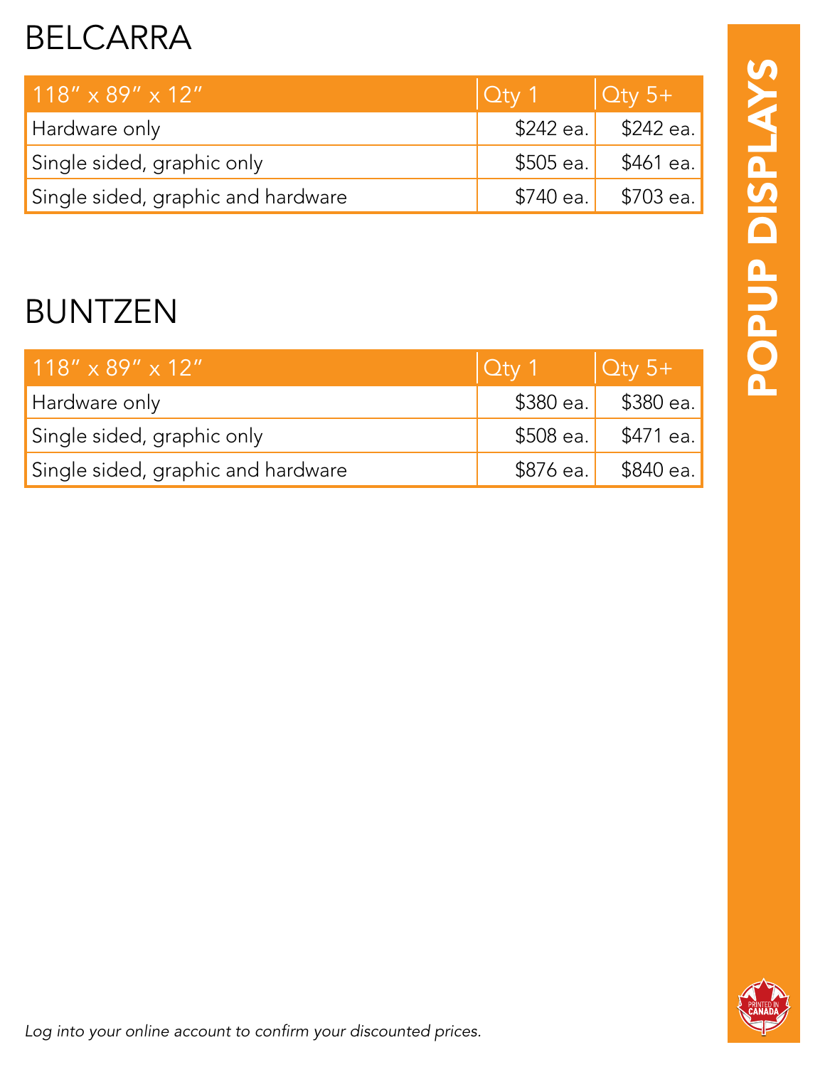# BELCARRA

| 118″ x 89″ x 12″ | Qty 1 | Qty 5+ |
| --- | --- | --- |
| Hardware only | $242 ea. | $242 ea. |
| Single sided, graphic only | $505 ea. | $461 ea. |
| Single sided, graphic and hardware | $740 ea. | $703 ea. |

# BUNTZEN

| 118″ x 89″ x 12″ | Qty 1 | Qty 5+ |
| --- | --- | --- |
| Hardware only | $380 ea. | $380 ea. |
| Single sided, graphic only | $508 ea. | $471 ea. |
| Single sided, graphic and hardware | $876 ea. | $840 ea. |

*Log into your online account to confirm your discounted prices.*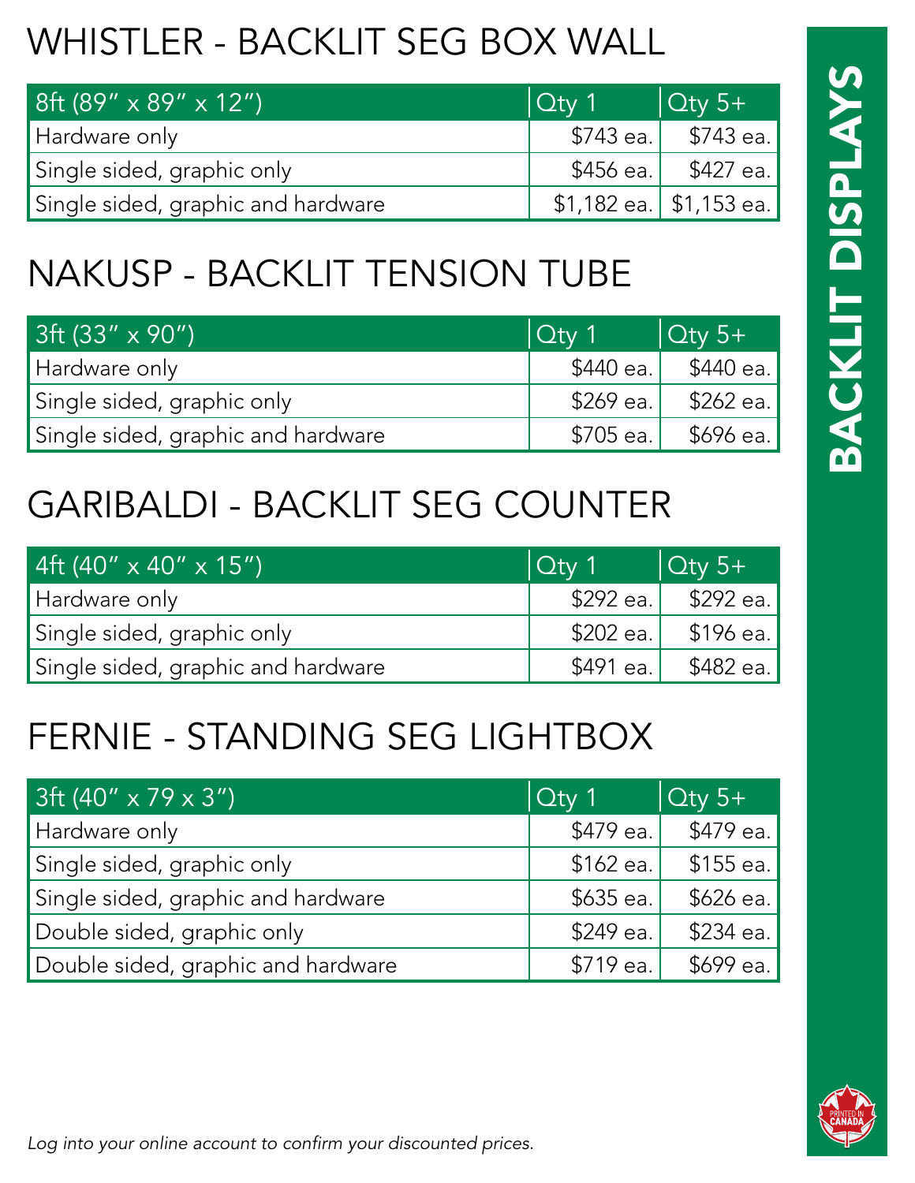# WHISTLER - BACKLIT SEG BOX WALL

| 8ft (89″ x 89″ x 12″) | Qty 1 | Qty 5+ |
|---|---|---|
| Hardware only | $743 ea. | $743 ea. |
| Single sided, graphic only | $456 ea. | $427 ea. |
| Single sided, graphic and hardware | $1,182 ea. | $1,153 ea. |

# NAKUSP - BACKLIT TENSION TUBE

| 3ft (33″ x 90″) | Qty 1 | Qty 5+ |
|---|---|---|
| Hardware only | $440 ea. | $440 ea. |
| Single sided, graphic only | $269 ea. | $262 ea. |
| Single sided, graphic and hardware | $705 ea. | $696 ea. |

# GARIBALDI - BACKLIT SEG COUNTER

| 4ft (40″ x 40″ x 15″) | Qty 1 | Qty 5+ |
|---|---|---|
| Hardware only | $292 ea. | $292 ea. |
| Single sided, graphic only | $202 ea. | $196 ea. |
| Single sided, graphic and hardware | $491 ea. | $482 ea. |

# FERNIE - STANDING SEG LIGHTBOX

| 3ft (40″ x 79 x 3″) | Qty 1 | Qty 5+ |
|---|---|---|
| Hardware only | $479 ea. | $479 ea. |
| Single sided, graphic only | $162 ea. | $155 ea. |
| Single sided, graphic and hardware | $635 ea. | $626 ea. |
| Double sided, graphic only | $249 ea. | $234 ea. |
| Double sided, graphic and hardware | $719 ea. | $699 ea. |

*Log into your online account to confirm your discounted prices.*

**BACKLIT DISPLAYS**

PRINTED IN CANADA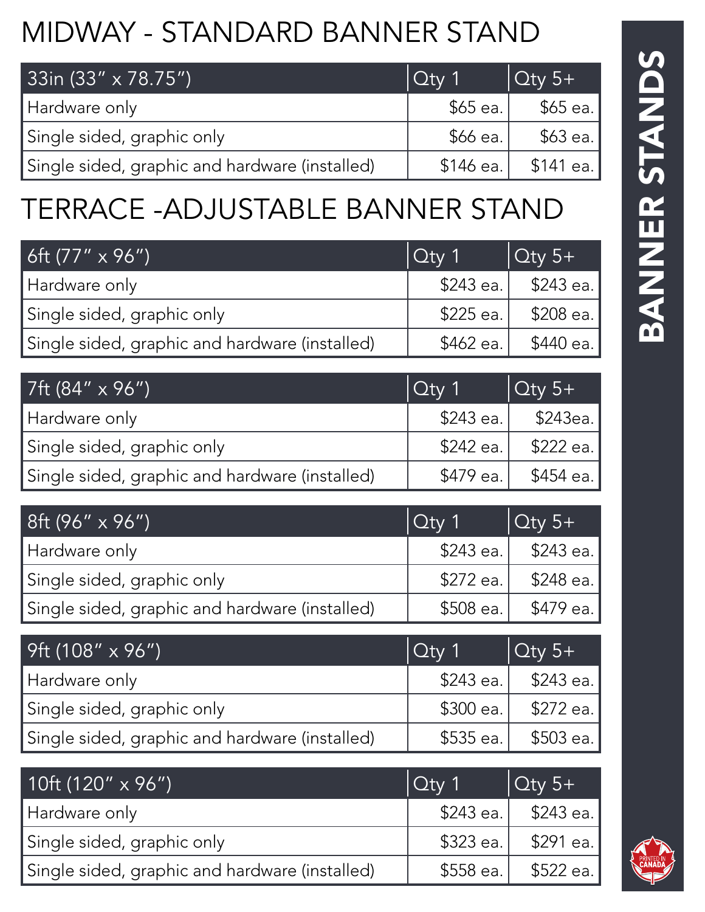# MIDWAY - STANDARD BANNER STAND

| 33in (33″ x 78.75″) | Qty 1 | Qty 5+ |
| --- | --- | --- |
| Hardware only | $65 ea. | $65 ea. |
| Single sided, graphic only | $66 ea. | $63 ea. |
| Single sided, graphic and hardware (installed) | $146 ea. | $141 ea. |

# TERRACE -ADJUSTABLE BANNER STAND

| 6ft (77″ x 96″) | Qty 1 | Qty 5+ |
| --- | --- | --- |
| Hardware only | $243 ea. | $243 ea. |
| Single sided, graphic only | $225 ea. | $208 ea. |
| Single sided, graphic and hardware (installed) | $462 ea. | $440 ea. |

| 7ft (84″ x 96″) | Qty 1 | Qty 5+ |
| --- | --- | --- |
| Hardware only | $243 ea. | $243ea. |
| Single sided, graphic only | $242 ea. | $222 ea. |
| Single sided, graphic and hardware (installed) | $479 ea. | $454 ea. |

| 8ft (96″ x 96″) | Qty 1 | Qty 5+ |
| --- | --- | --- |
| Hardware only | $243 ea. | $243 ea. |
| Single sided, graphic only | $272 ea. | $248 ea. |
| Single sided, graphic and hardware (installed) | $508 ea. | $479 ea. |

| 9ft (108″ x 96″) | Qty 1 | Qty 5+ |
| --- | --- | --- |
| Hardware only | $243 ea. | $243 ea. |
| Single sided, graphic only | $300 ea. | $272 ea. |
| Single sided, graphic and hardware (installed) | $535 ea. | $503 ea. |

| 10ft (120″ x 96″) | Qty 1 | Qty 5+ |
| --- | --- | --- |
| Hardware only | $243 ea. | $243 ea. |
| Single sided, graphic only | $323 ea. | $291 ea. |
| Single sided, graphic and hardware (installed) | $558 ea. | $522 ea. |

BANNER STANDS

PRINTED IN CANADA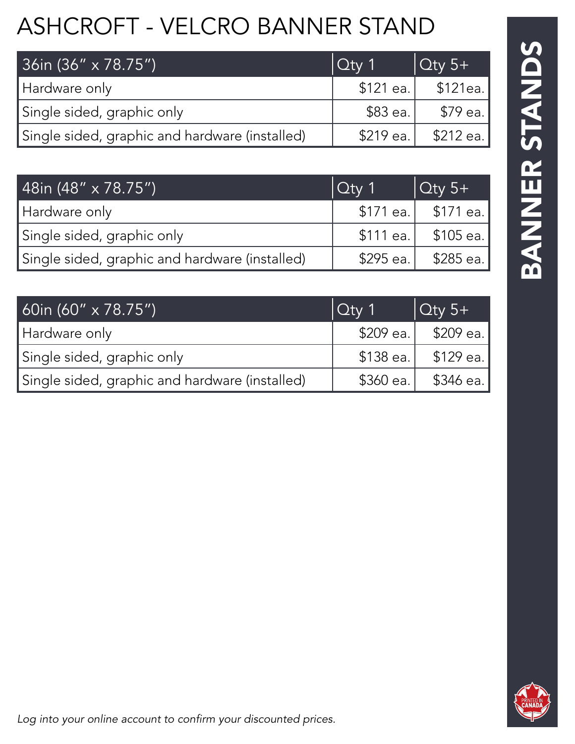# ASHCROFT - VELCRO BANNER STAND

| 36in (36" x 78.75") | Qty 1 | Qty 5+ |
| --- | --- | --- |
| Hardware only | $121 ea. | $121ea. |
| Single sided, graphic only | $83 ea. | $79 ea. |
| Single sided, graphic and hardware (installed) | $219 ea. | $212 ea. |

| 48in (48" x 78.75") | Qty 1 | Qty 5+ |
| --- | --- | --- |
| Hardware only | $171 ea. | $171 ea. |
| Single sided, graphic only | $111 ea. | $105 ea. |
| Single sided, graphic and hardware (installed) | $295 ea. | $285 ea. |

| 60in (60" x 78.75") | Qty 1 | Qty 5+ |
| --- | --- | --- |
| Hardware only | $209 ea. | $209 ea. |
| Single sided, graphic only | $138 ea. | $129 ea. |
| Single sided, graphic and hardware (installed) | $360 ea. | $346 ea. |

*Log into your online account to confirm your discounted prices.*

**BANNER STANDS**

PRINTED IN CANADA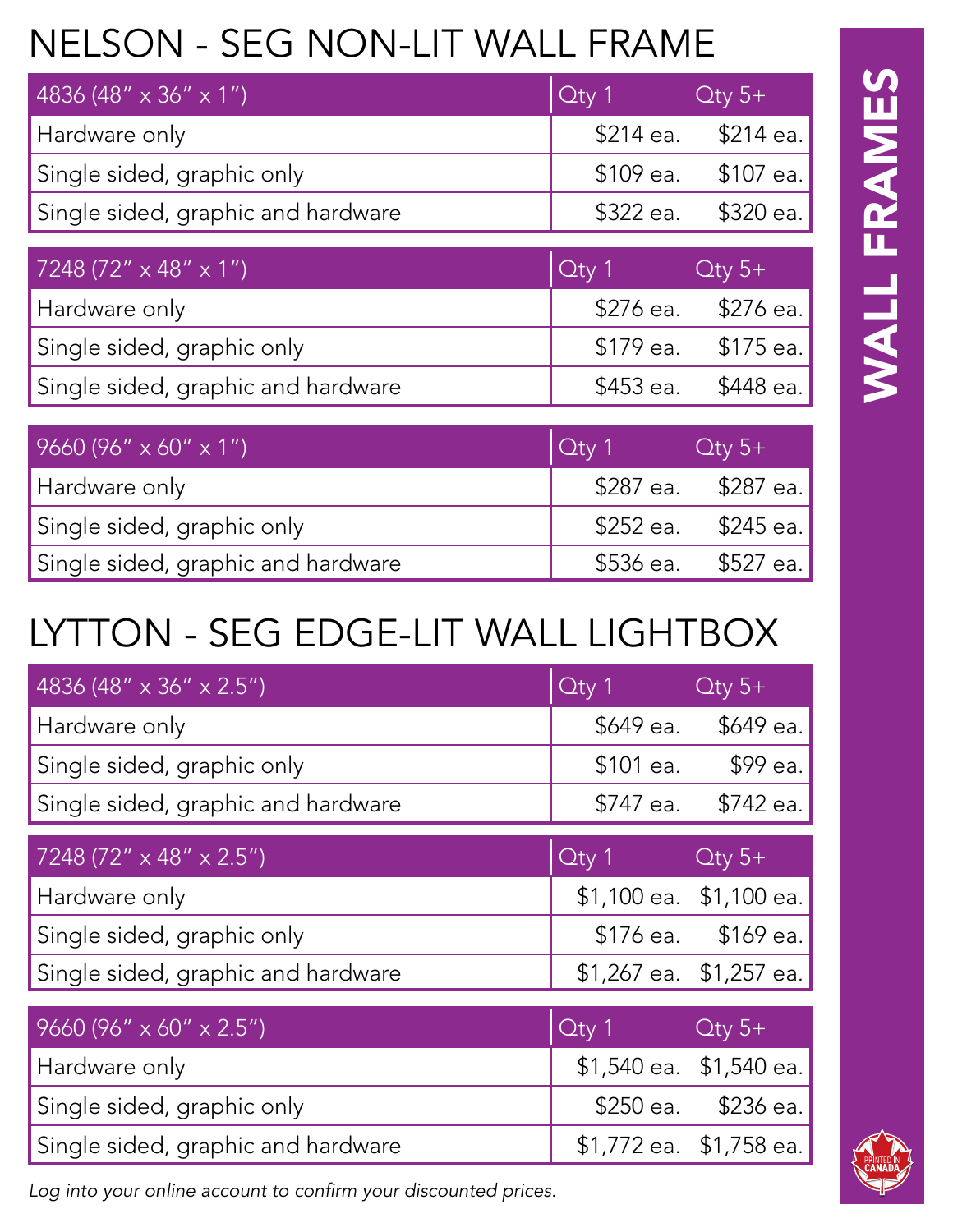# NELSON - SEG NON-LIT WALL FRAME

| 4836 (48″ x 36″ x 1″) | Qty 1 | Qty 5+ |
|---|---|---|
| Hardware only | $214 ea. | $214 ea. |
| Single sided, graphic only | $109 ea. | $107 ea. |
| Single sided, graphic and hardware | $322 ea. | $320 ea. |

| 7248 (72″ x 48″ x 1″) | Qty 1 | Qty 5+ |
|---|---|---|
| Hardware only | $276 ea. | $276 ea. |
| Single sided, graphic only | $179 ea. | $175 ea. |
| Single sided, graphic and hardware | $453 ea. | $448 ea. |

| 9660 (96″ x 60″ x 1″) | Qty 1 | Qty 5+ |
|---|---|---|
| Hardware only | $287 ea. | $287 ea. |
| Single sided, graphic only | $252 ea. | $245 ea. |
| Single sided, graphic and hardware | $536 ea. | $527 ea. |

# LYTTON - SEG EDGE-LIT WALL LIGHTBOX

| 4836 (48″ x 36″ x 2.5″) | Qty 1 | Qty 5+ |
|---|---|---|
| Hardware only | $649 ea. | $649 ea. |
| Single sided, graphic only | $101 ea. | $99 ea. |
| Single sided, graphic and hardware | $747 ea. | $742 ea. |

| 7248 (72″ x 48″ x 2.5″) | Qty 1 | Qty 5+ |
|---|---|---|
| Hardware only | $1,100 ea. | $1,100 ea. |
| Single sided, graphic only | $176 ea. | $169 ea. |
| Single sided, graphic and hardware | $1,267 ea. | $1,257 ea. |

| 9660 (96″ x 60″ x 2.5″) | Qty 1 | Qty 5+ |
|---|---|---|
| Hardware only | $1,540 ea. | $1,540 ea. |
| Single sided, graphic only | $250 ea. | $236 ea. |
| Single sided, graphic and hardware | $1,772 ea. | $1,758 ea. |

*Log into your online account to confirm your discounted prices.*

WALL FRAMES

PRINTED IN CANADA